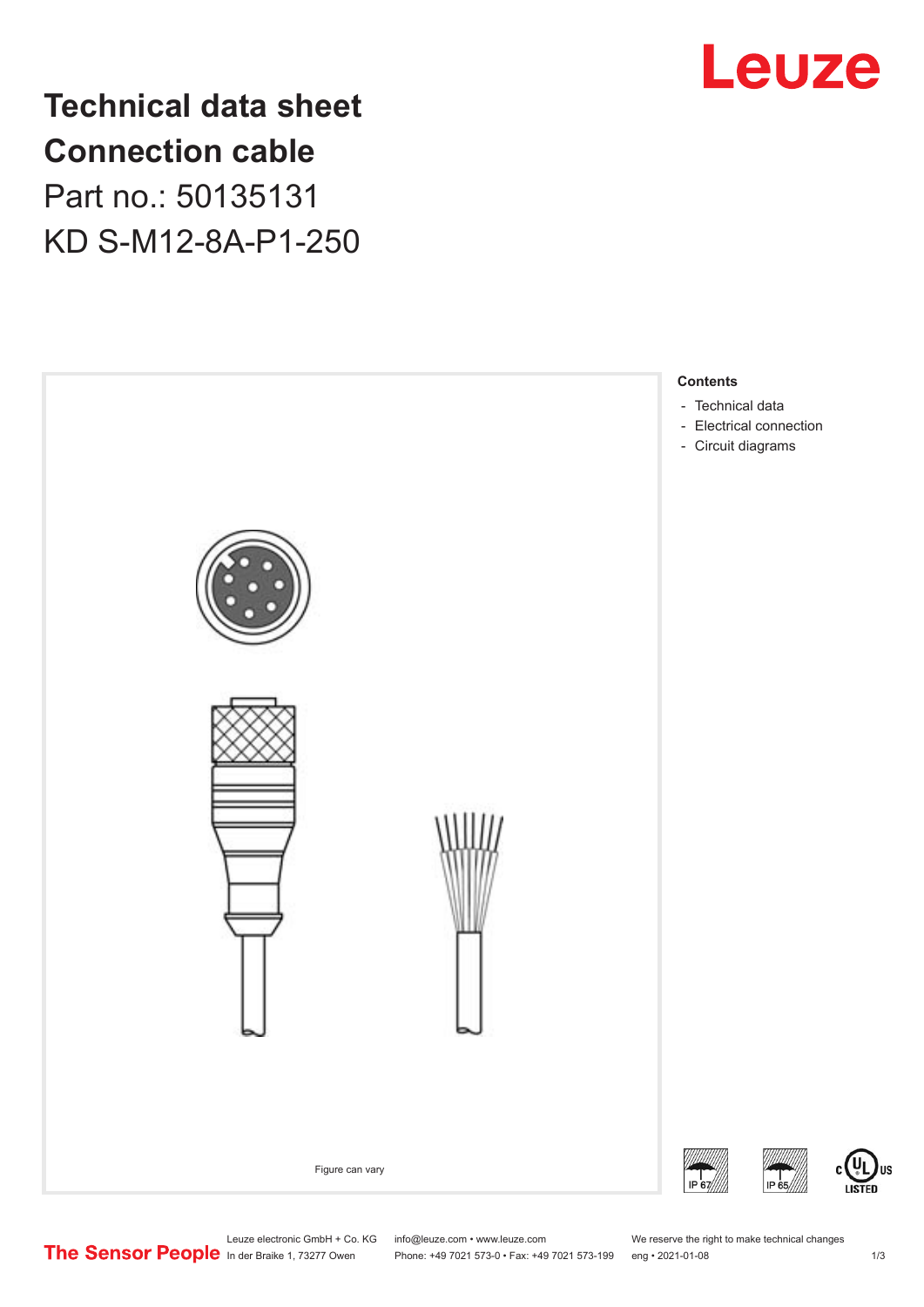# Technical data sheet
# Connection cable

Part no.: 50135131

KD S-M12-8A-P1-250

Figure can vary

**Contents**

- Technical data
- Electrical connection
- Circuit diagrams

IP 67 IP 65

c UL US LISTED

Leuze electronic GmbH + Co. KG
In der Braike 1, 73277 Owen

info@leuze.com • www.leuze.com
Phone: +49 7021 573-0 • Fax: +49 7021 573-199

We reserve the right to make technical changes
eng • 2021-01-08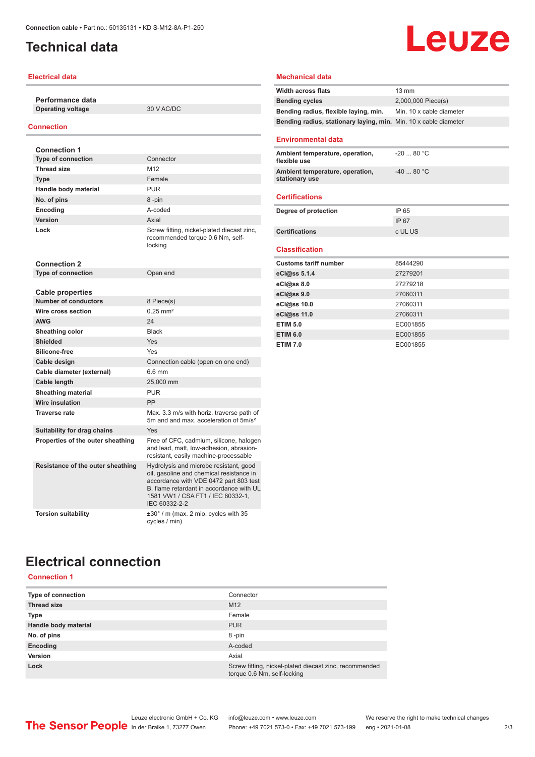# Technical data

## Electrical data

| Performance data | |
|---|---|
| Operating voltage | 30 V AC/DC |

## Connection

| Connection 1 | |
|---|---|
| Type of connection | Connector |
| Thread size | M12 |
| Type | Female |
| Handle body material | PUR |
| No. of pins | 8 -pin |
| Encoding | A-coded |
| Version | Axial |
| Lock | Screw fitting, nickel-plated diecast zinc, recommended torque 0.6 Nm, self-locking |

| Connection 2 | |
|---|---|
| Type of connection | Open end |

| Cable properties | |
|---|---|
| Number of conductors | 8 Piece(s) |
| Wire cross section | 0.25 mm² |
| AWG | 24 |
| Sheathing color | Black |
| Shielded | Yes |
| Silicone-free | Yes |
| Cable design | Connection cable (open on one end) |
| Cable diameter (external) | 6.6 mm |
| Cable length | 25,000 mm |
| Sheathing material | PUR |
| Wire insulation | PP |
| Traverse rate | Max. 3.3 m/s with horiz. traverse path of 5m and and max. acceleration of 5m/s² |
| Suitability for drag chains | Yes |
| Properties of the outer sheathing | Free of CFC, cadmium, silicone, halogen and lead, matt, low-adhesion, abrasion-resistant, easily machine-processable |
| Resistance of the outer sheathing | Hydrolysis and microbe resistant, good oil, gasoline and chemical resistance in accordance with VDE 0472 part 803 test B, flame retardant in accordance with UL 1581 VW1 / CSA FT1 / IEC 60332-1, IEC 60332-2-2 |
| Torsion suitability | ±30° / m (max. 2 mio. cycles with 35 cycles / min) |

## Mechanical data

| | |
|---|---|
| Width across flats | 13 mm |
| Bending cycles | 2,000,000 Piece(s) |
| Bending radius, flexible laying, min. | Min. 10 x cable diameter |
| Bending radius, stationary laying, min. | Min. 10 x cable diameter |

## Environmental data

| | |
|---|---|
| Ambient temperature, operation, flexible use | -20 ... 80 °C |
| Ambient temperature, operation, stationary use | -40 ... 80 °C |

## Certifications

| | |
|---|---|
| Degree of protection | IP 65 |
| | IP 67 |
| Certifications | c UL US |

## Classification

| | |
|---|---|
| Customs tariff number | 85444290 |
| eCl@ss 5.1.4 | 27279201 |
| eCl@ss 8.0 | 27279218 |
| eCl@ss 9.0 | 27060311 |
| eCl@ss 10.0 | 27060311 |
| eCl@ss 11.0 | 27060311 |
| ETIM 5.0 | EC001855 |
| ETIM 6.0 | EC001855 |
| ETIM 7.0 | EC001855 |

# Electrical connection

## Connection 1

| | |
|---|---|
| Type of connection | Connector |
| Thread size | M12 |
| Type | Female |
| Handle body material | PUR |
| No. of pins | 8 -pin |
| Encoding | A-coded |
| Version | Axial |
| Lock | Screw fitting, nickel-plated diecast zinc, recommended torque 0.6 Nm, self-locking |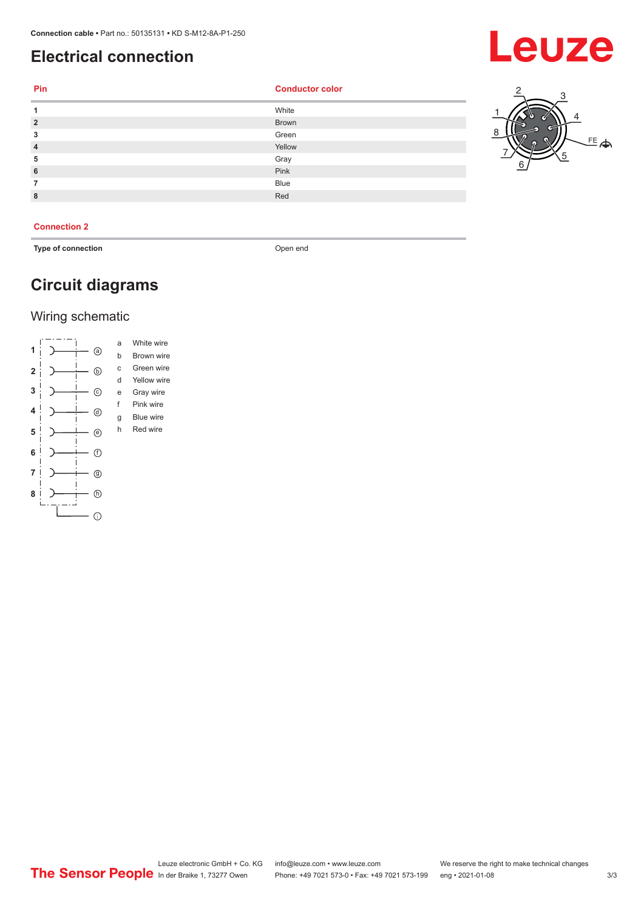# Electrical connection

| Pin | Conductor color |
|---|---|
| 1 | White |
| 2 | Brown |
| 3 | Green |
| 4 | Yellow |
| 5 | Gray |
| 6 | Pink |
| 7 | Blue |
| 8 | Red |

2
3
1
4
8
FE
7
5
6

| Connection 2 | |
|---|---|
| Type of connection | Open end |

# Circuit diagrams

## Wiring schematic

1
2
3
4
5
6
7
8
a
b
c
d
e
f
g
h
i

a White wire
b Brown wire
c Green wire
d Yellow wire
e Gray wire
f Pink wire
g Blue wire
h Red wire